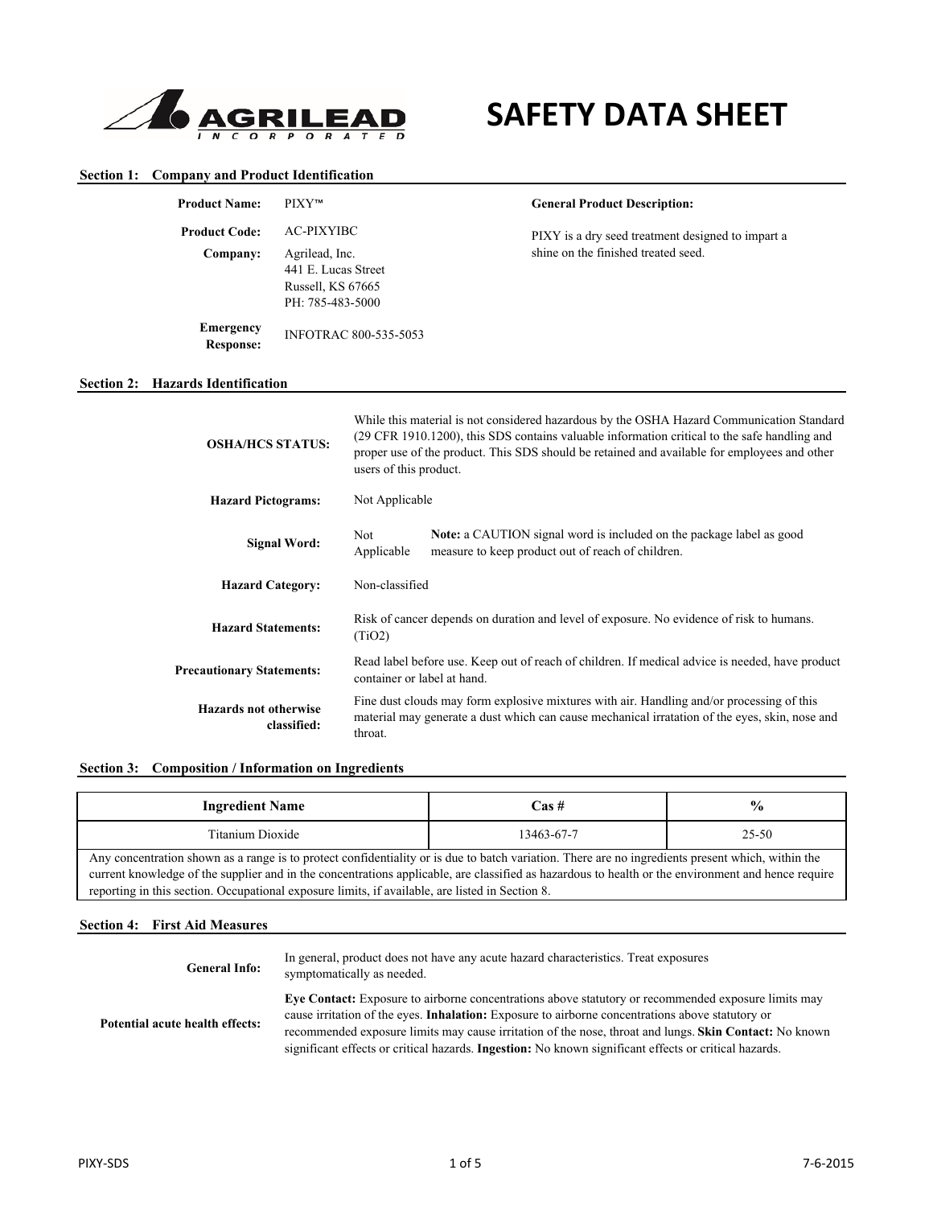AGRILEAD INCORPORATED

# SAFETY DATA SHEET

## Section 1: Company and Product Identification

**Product Name:** PIXY™

**Product Code:** AC-PIXYIBC

**Company:** Agrilead, Inc.
441 E. Lucas Street
Russell, KS 67665
PH: 785-483-5000

**Emergency Response:** INFOTRAC 800-535-5053

**General Product Description:**

PIXY is a dry seed treatment designed to impart a shine on the finished treated seed.

## Section 2: Hazards Identification

**OSHA/HCS STATUS:** While this material is not considered hazardous by the OSHA Hazard Communication Standard (29 CFR 1910.1200), this SDS contains valuable information critical to the safe handling and proper use of the product. This SDS should be retained and available for employees and other users of this product.

**Hazard Pictograms:** Not Applicable

**Signal Word:** Not Applicable — **Note:** a CAUTION signal word is included on the package label as good measure to keep product out of reach of children.

**Hazard Category:** Non-classified

**Hazard Statements:** Risk of cancer depends on duration and level of exposure. No evidence of risk to humans. ($TiO_2$)

**Precautionary Statements:** Read label before use. Keep out of reach of children. If medical advice is needed, have product container or label at hand.

**Hazards not otherwise classified:** Fine dust clouds may form explosive mixtures with air. Handling and/or processing of this material may generate a dust which can cause mechanical irratation of the eyes, skin, nose and throat.

## Section 3: Composition / Information on Ingredients

| Ingredient Name | Cas # | % |
|---|---|---|
| Titanium Dioxide | 13463-67-7 | 25-50 |

Any concentration shown as a range is to protect confidentiality or is due to batch variation. There are no ingredients present which, within the current knowledge of the supplier and in the concentrations applicable, are classified as hazardous to health or the environment and hence require reporting in this section. Occupational exposure limits, if available, are listed in Section 8.

## Section 4: First Aid Measures

**General Info:** In general, product does not have any acute hazard characteristics. Treat exposures symptomatically as needed.

**Potential acute health effects:** **Eye Contact:** Exposure to airborne concentrations above statutory or recommended exposure limits may cause irritation of the eyes. **Inhalation:** Exposure to airborne concentrations above statutory or recommended exposure limits may cause irritation of the nose, throat and lungs. **Skin Contact:** No known significant effects or critical hazards. **Ingestion:** No known significant effects or critical hazards.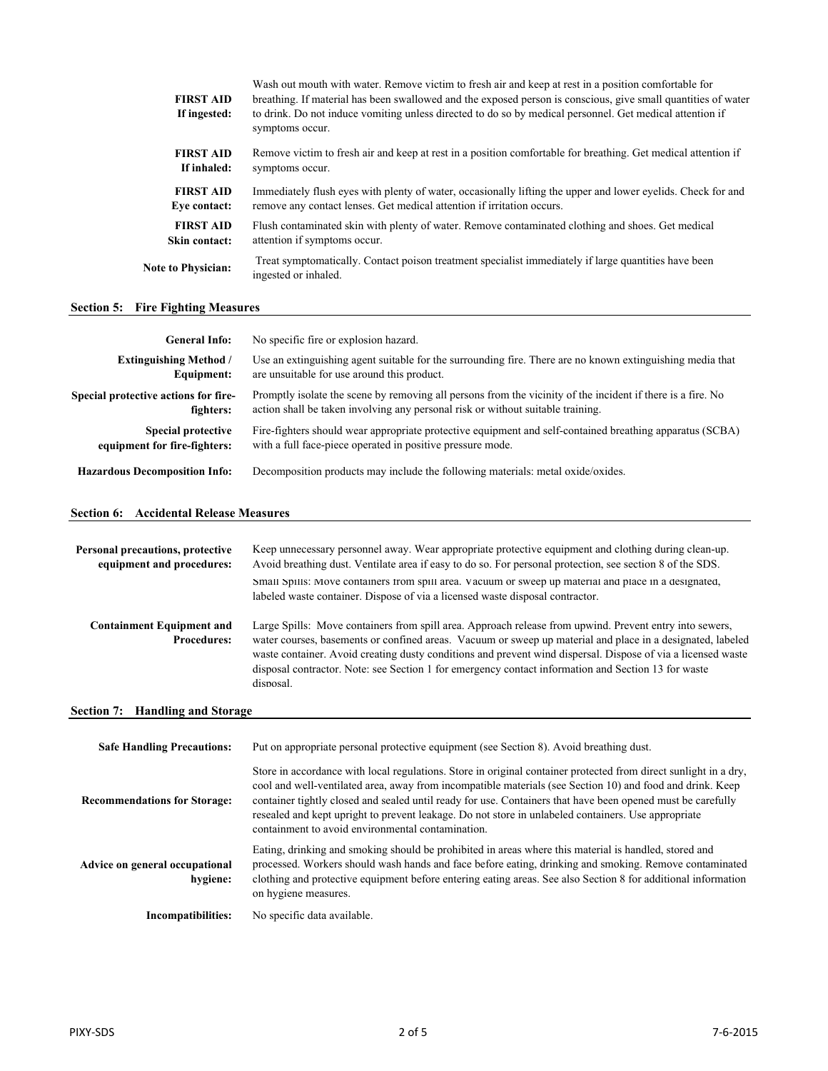| | |
|---|---|
| **FIRST AID If ingested:** | Wash out mouth with water. Remove victim to fresh air and keep at rest in a position comfortable for breathing. If material has been swallowed and the exposed person is conscious, give small quantities of water to drink. Do not induce vomiting unless directed to do so by medical personnel. Get medical attention if symptoms occur. |
| **FIRST AID If inhaled:** | Remove victim to fresh air and keep at rest in a position comfortable for breathing. Get medical attention if symptoms occur. |
| **FIRST AID Eye contact:** | Immediately flush eyes with plenty of water, occasionally lifting the upper and lower eyelids. Check for and remove any contact lenses. Get medical attention if irritation occurs. |
| **FIRST AID Skin contact:** | Flush contaminated skin with plenty of water. Remove contaminated clothing and shoes. Get medical attention if symptoms occur. |
| **Note to Physician:** | Treat symptomatically. Contact poison treatment specialist immediately if large quantities have been ingested or inhaled. |

## Section 5: Fire Fighting Measures

| | |
|---|---|
| **General Info:** | No specific fire or explosion hazard. |
| **Extinguishing Method / Equipment:** | Use an extinguishing agent suitable for the surrounding fire. There are no known extinguishing media that are unsuitable for use around this product. |
| **Special protective actions for fire-fighters:** | Promptly isolate the scene by removing all persons from the vicinity of the incident if there is a fire. No action shall be taken involving any personal risk or without suitable training. |
| **Special protective equipment for fire-fighters:** | Fire-fighters should wear appropriate protective equipment and self-contained breathing apparatus (SCBA) with a full face-piece operated in positive pressure mode. |
| **Hazardous Decomposition Info:** | Decomposition products may include the following materials: metal oxide/oxides. |

## Section 6: Accidental Release Measures

| | |
|---|---|
| **Personal precautions, protective equipment and procedures:** | Keep unnecessary personnel away. Wear appropriate protective equipment and clothing during clean-up. Avoid breathing dust. Ventilate area if easy to do so. For personal protection, see section 8 of the SDS. |
| **Containment Equipment and Procedures:** | Small Spills: Move containers from spill area. Vacuum or sweep up material and place in a designated, labeled waste container. Dispose of via a licensed waste disposal contractor.<br><br>Large Spills: Move containers from spill area. Approach release from upwind. Prevent entry into sewers, water courses, basements or confined areas. Vacuum or sweep up material and place in a designated, labeled waste container. Avoid creating dusty conditions and prevent wind dispersal. Dispose of via a licensed waste disposal contractor. Note: see Section 1 for emergency contact information and Section 13 for waste disposal. |

## Section 7: Handling and Storage

| | |
|---|---|
| **Safe Handling Precautions:** | Put on appropriate personal protective equipment (see Section 8). Avoid breathing dust. |
| **Recommendations for Storage:** | Store in accordance with local regulations. Store in original container protected from direct sunlight in a dry, cool and well-ventilated area, away from incompatible materials (see Section 10) and food and drink. Keep container tightly closed and sealed until ready for use. Containers that have been opened must be carefully resealed and kept upright to prevent leakage. Do not store in unlabeled containers. Use appropriate containment to avoid environmental contamination. |
| **Advice on general occupational hygiene:** | Eating, drinking and smoking should be prohibited in areas where this material is handled, stored and processed. Workers should wash hands and face before eating, drinking and smoking. Remove contaminated clothing and protective equipment before entering eating areas. See also Section 8 for additional information on hygiene measures. |
| **Incompatibilities:** | No specific data available. |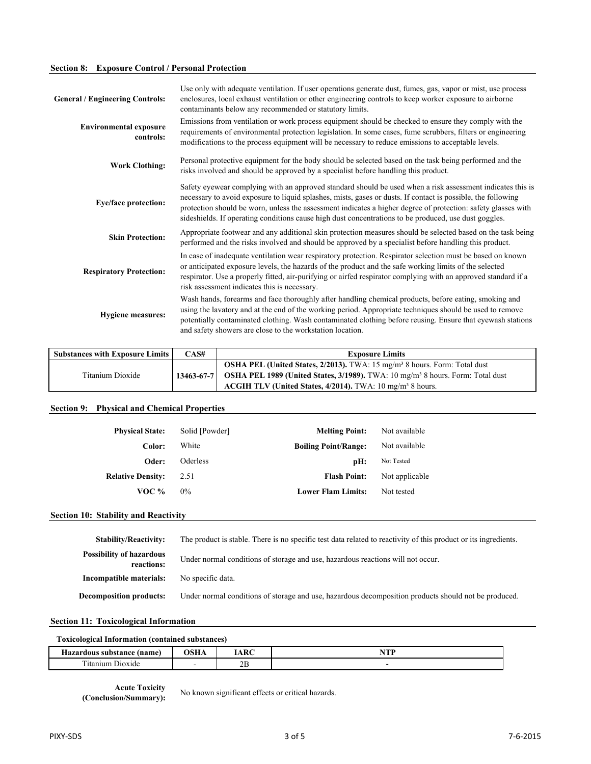## Section 8: Exposure Control / Personal Protection

**General / Engineering Controls:** Use only with adequate ventilation. If user operations generate dust, fumes, gas, vapor or mist, use process enclosures, local exhaust ventilation or other engineering controls to keep worker exposure to airborne contaminants below any recommended or statutory limits.

**Environmental exposure controls:** Emissions from ventilation or work process equipment should be checked to ensure they comply with the requirements of environmental protection legislation. In some cases, fume scrubbers, filters or engineering modifications to the process equipment will be necessary to reduce emissions to acceptable levels.

**Work Clothing:** Personal protective equipment for the body should be selected based on the task being performed and the risks involved and should be approved by a specialist before handling this product.

**Eye/face protection:** Safety eyewear complying with an approved standard should be used when a risk assessment indicates this is necessary to avoid exposure to liquid splashes, mists, gases or dusts. If contact is possible, the following protection should be worn, unless the assessment indicates a higher degree of protection: safety glasses with sideshields. If operating conditions cause high dust concentrations to be produced, use dust goggles.

**Skin Protection:** Appropriate footwear and any additional skin protection measures should be selected based on the task being performed and the risks involved and should be approved by a specialist before handling this product.

**Respiratory Protection:** In case of inadequate ventilation wear respiratory protection. Respirator selection must be based on known or anticipated exposure levels, the hazards of the product and the safe working limits of the selected respirator. Use a properly fitted, air-purifying or airfed respirator complying with an approved standard if a risk assessment indicates this is necessary.

**Hygiene measures:** Wash hands, forearms and face thoroughly after handling chemical products, before eating, smoking and using the lavatory and at the end of the working period. Appropriate techniques should be used to remove potentially contaminated clothing. Wash contaminated clothing before reusing. Ensure that eyewash stations and safety showers are close to the workstation location.

| Substances with Exposure Limits | CAS# | Exposure Limits |
|---|---|---|
| Titanium Dioxide | 13463-67-7 | **OSHA PEL (United States, 2/2013).** TWA: 15 mg/m³ 8 hours. Form: Total dust<br>**OSHA PEL 1989 (United States, 3/1989).** TWA: 10 mg/m³ 8 hours. Form: Total dust<br>**ACGIH TLV (United States, 4/2014).** TWA: 10 mg/m³ 8 hours. |

## Section 9: Physical and Chemical Properties

| | | | |
|---|---|---|---|
| **Physical State:** | Solid [Powder] | **Melting Point:** | Not available |
| **Color:** | White | **Boiling Point/Range:** | Not available |
| **Oder:** | Oderless | **pH:** | Not Tested |
| **Relative Density:** | 2.51 | **Flash Point:** | Not applicable |
| **VOC %** | 0% | **Lower Flam Limits:** | Not tested |

## Section 10: Stability and Reactivity

**Stability/Reactivity:** The product is stable. There is no specific test data related to reactivity of this product or its ingredients.

**Possibility of hazardous reactions:** Under normal conditions of storage and use, hazardous reactions will not occur.

**Incompatible materials:** No specific data.

**Decomposition products:** Under normal conditions of storage and use, hazardous decomposition products should not be produced.

## Section 11: Toxicological Information

**Toxicological Information (contained substances)**

| Hazardous substance (name) | OSHA | IARC | NTP |
|---|---|---|---|
| Titanium Dioxide | - | 2B | - |

**Acute Toxicity (Conclusion/Summary):** No known significant effects or critical hazards.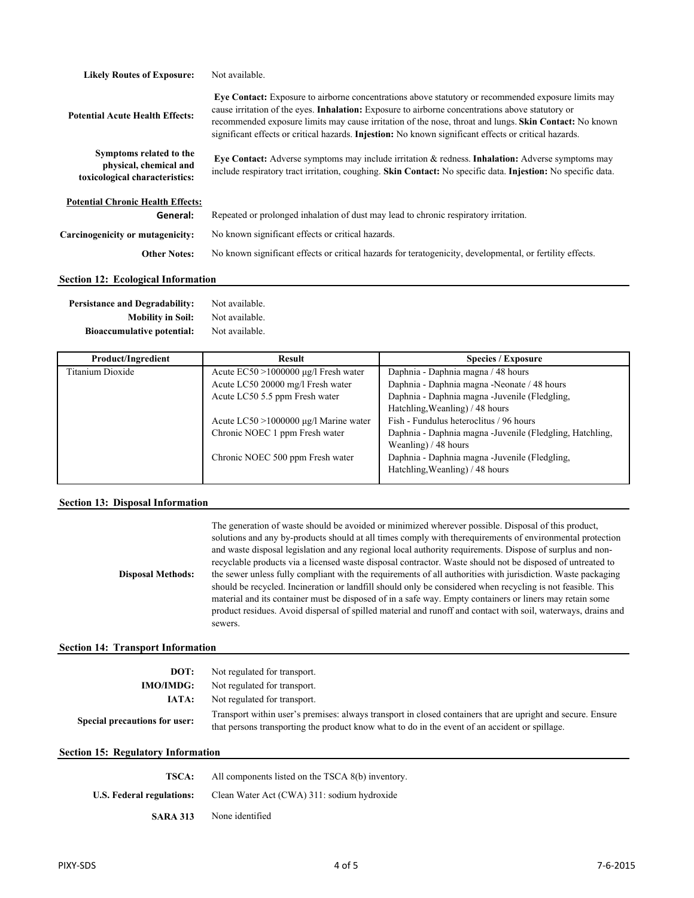**Likely Routes of Exposure:** Not available.

**Potential Acute Health Effects:** **Eye Contact:** Exposure to airborne concentrations above statutory or recommended exposure limits may cause irritation of the eyes. **Inhalation:** Exposure to airborne concentrations above statutory or recommended exposure limits may cause irritation of the nose, throat and lungs. **Skin Contact:** No known significant effects or critical hazards. **Injestion:** No known significant effects or critical hazards.

**Symptoms related to the physical, chemical and toxicological characteristics:** **Eye Contact:** Adverse symptoms may include irritation & redness. **Inhalation:** Adverse symptoms may include respiratory tract irritation, coughing. **Skin Contact:** No specific data. **Injestion:** No specific data.

**Potential Chronic Health Effects:**

**General:** Repeated or prolonged inhalation of dust may lead to chronic respiratory irritation.

**Carcinogenicity or mutagenicity:** No known significant effects or critical hazards.

**Other Notes:** No known significant effects or critical hazards for teratogenicity, developmental, or fertility effects.

## Section 12: Ecological Information

**Persistance and Degradability:** Not available.
**Mobility in Soil:** Not available.
**Bioaccumulative potential:** Not available.

| Product/Ingredient | Result | Species / Exposure |
|---|---|---|
| Titanium Dioxide | Acute EC50 >1000000 µg/l Fresh water | Daphnia - Daphnia magna / 48 hours |
| | Acute LC50 20000 mg/l Fresh water | Daphnia - Daphnia magna -Neonate / 48 hours |
| | Acute LC50 5.5 ppm Fresh water | Daphnia - Daphnia magna -Juvenile (Fledgling, Hatchling,Weanling) / 48 hours |
| | Acute LC50 >1000000 µg/l Marine water | Fish - Fundulus heteroclitus / 96 hours |
| | Chronic NOEC 1 ppm Fresh water | Daphnia - Daphnia magna -Juvenile (Fledgling, Hatchling, Weanling) / 48 hours |
| | Chronic NOEC 500 ppm Fresh water | Daphnia - Daphnia magna -Juvenile (Fledgling, Hatchling,Weanling) / 48 hours |

## Section 13: Disposal Information

**Disposal Methods:** The generation of waste should be avoided or minimized wherever possible. Disposal of this product, solutions and any by-products should at all times comply with therequirements of environmental protection and waste disposal legislation and any regional local authority requirements. Dispose of surplus and non-recyclable products via a licensed waste disposal contractor. Waste should not be disposed of untreated to the sewer unless fully compliant with the requirements of all authorities with jurisdiction. Waste packaging should be recycled. Incineration or landfill should only be considered when recycling is not feasible. This material and its container must be disposed of in a safe way. Empty containers or liners may retain some product residues. Avoid dispersal of spilled material and runoff and contact with soil, waterways, drains and sewers.

## Section 14: Transport Information

**DOT:** Not regulated for transport.
**IMO/IMDG:** Not regulated for transport.
**IATA:** Not regulated for transport.
**Special precautions for user:** Transport within user's premises: always transport in closed containers that are upright and secure. Ensure that persons transporting the product know what to do in the event of an accident or spillage.

## Section 15: Regulatory Information

**TSCA:** All components listed on the TSCA 8(b) inventory.

**U.S. Federal regulations:** Clean Water Act (CWA) 311: sodium hydroxide

**SARA 313** None identified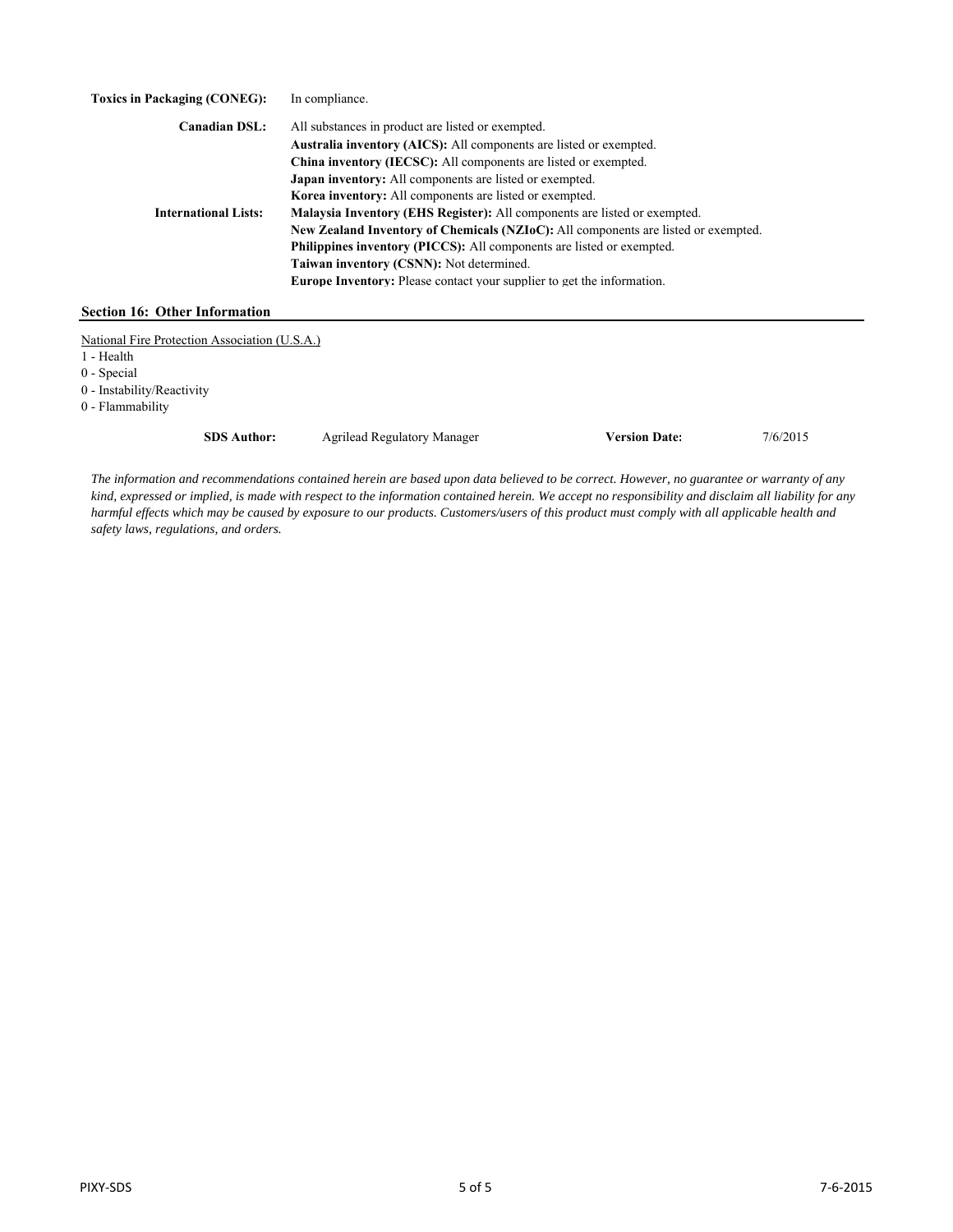**Toxics in Packaging (CONEG):** In compliance.

**Canadian DSL:** All substances in product are listed or exempted.

**International Lists:**

**Australia inventory (AICS):** All components are listed or exempted.
**China inventory (IECSC):** All components are listed or exempted.
**Japan inventory:** All components are listed or exempted.
**Korea inventory:** All components are listed or exempted.
**Malaysia Inventory (EHS Register):** All components are listed or exempted.
**New Zealand Inventory of Chemicals (NZIoC):** All components are listed or exempted.
**Philippines inventory (PICCS):** All components are listed or exempted.
**Taiwan inventory (CSNN):** Not determined.
**Europe Inventory:** Please contact your supplier to get the information.

## Section 16: Other Information

National Fire Protection Association (U.S.A.)
1 - Health
0 - Special
0 - Instability/Reactivity
0 - Flammability

**SDS Author:** Agrilead Regulatory Manager **Version Date:** 7/6/2015

*The information and recommendations contained herein are based upon data believed to be correct. However, no guarantee or warranty of any kind, expressed or implied, is made with respect to the information contained herein. We accept no responsibility and disclaim all liability for any harmful effects which may be caused by exposure to our products. Customers/users of this product must comply with all applicable health and safety laws, regulations, and orders.*